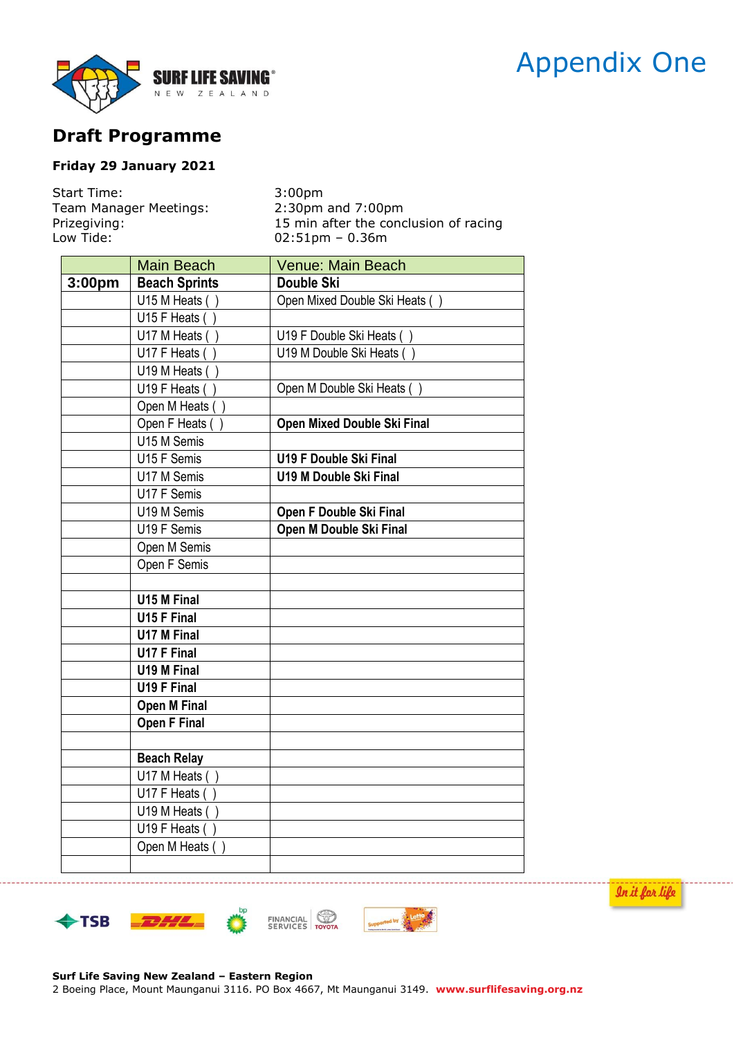# Appendix One

## Draft Programme

**Friday 29 January 2021**

Start Time: 3:00pm
Team Manager Meetings: 2:30pm and 7:00pm
Prizegiving: 15 min after the conclusion of racing
Low Tide: 02:51pm – 0.36m

| | Main Beach | Venue: Main Beach |
|---|---|---|
| **3:00pm** | **Beach Sprints** | **Double Ski** |
| | U15 M Heats ( ) | Open Mixed Double Ski Heats ( ) |
| | U15 F Heats ( ) | |
| | U17 M Heats ( ) | U19 F Double Ski Heats ( ) |
| | U17 F Heats ( ) | U19 M Double Ski Heats ( ) |
| | U19 M Heats ( ) | |
| | U19 F Heats ( ) | Open M Double Ski Heats ( ) |
| | Open M Heats ( ) | |
| | Open F Heats ( ) | **Open Mixed Double Ski Final** |
| | U15 M Semis | |
| | U15 F Semis | **U19 F Double Ski Final** |
| | U17 M Semis | **U19 M Double Ski Final** |
| | U17 F Semis | |
| | U19 M Semis | **Open F Double Ski Final** |
| | U19 F Semis | **Open M Double Ski Final** |
| | Open M Semis | |
| | Open F Semis | |
| | | |
| | **U15 M Final** | |
| | **U15 F Final** | |
| | **U17 M Final** | |
| | **U17 F Final** | |
| | **U19 M Final** | |
| | **U19 F Final** | |
| | **Open M Final** | |
| | **Open F Final** | |
| | | |
| | **Beach Relay** | |
| | U17 M Heats ( ) | |
| | U17 F Heats ( ) | |
| | U19 M Heats ( ) | |
| | U19 F Heats ( ) | |
| | Open M Heats ( ) | |
| | | |

**Surf Life Saving New Zealand – Eastern Region**
2 Boeing Place, Mount Maunganui 3116. PO Box 4667, Mt Maunganui 3149. **www.surflifesaving.org.nz**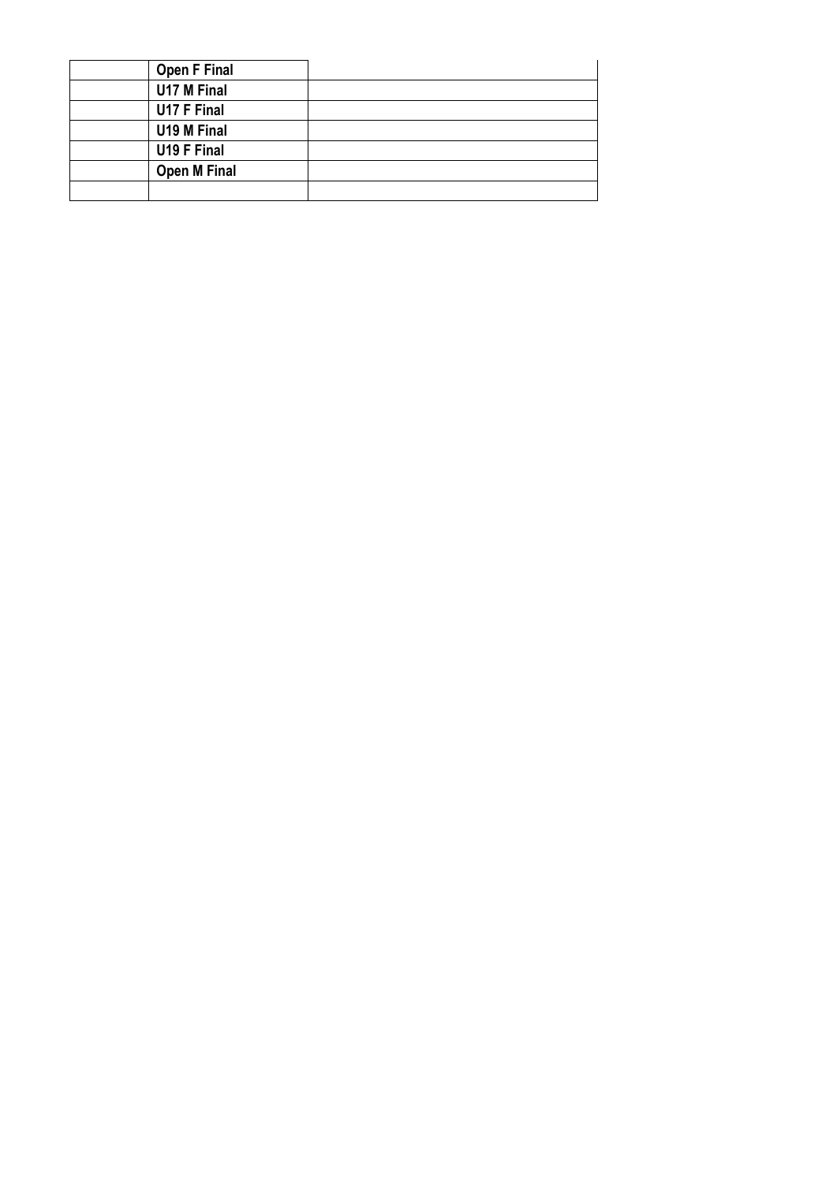| | | |
|---|---|---|
| | **Open F Final** | |
| | **U17 M Final** | |
| | **U17 F Final** | |
| | **U19 M Final** | |
| | **U19 F Final** | |
| | **Open M Final** | |
| | | |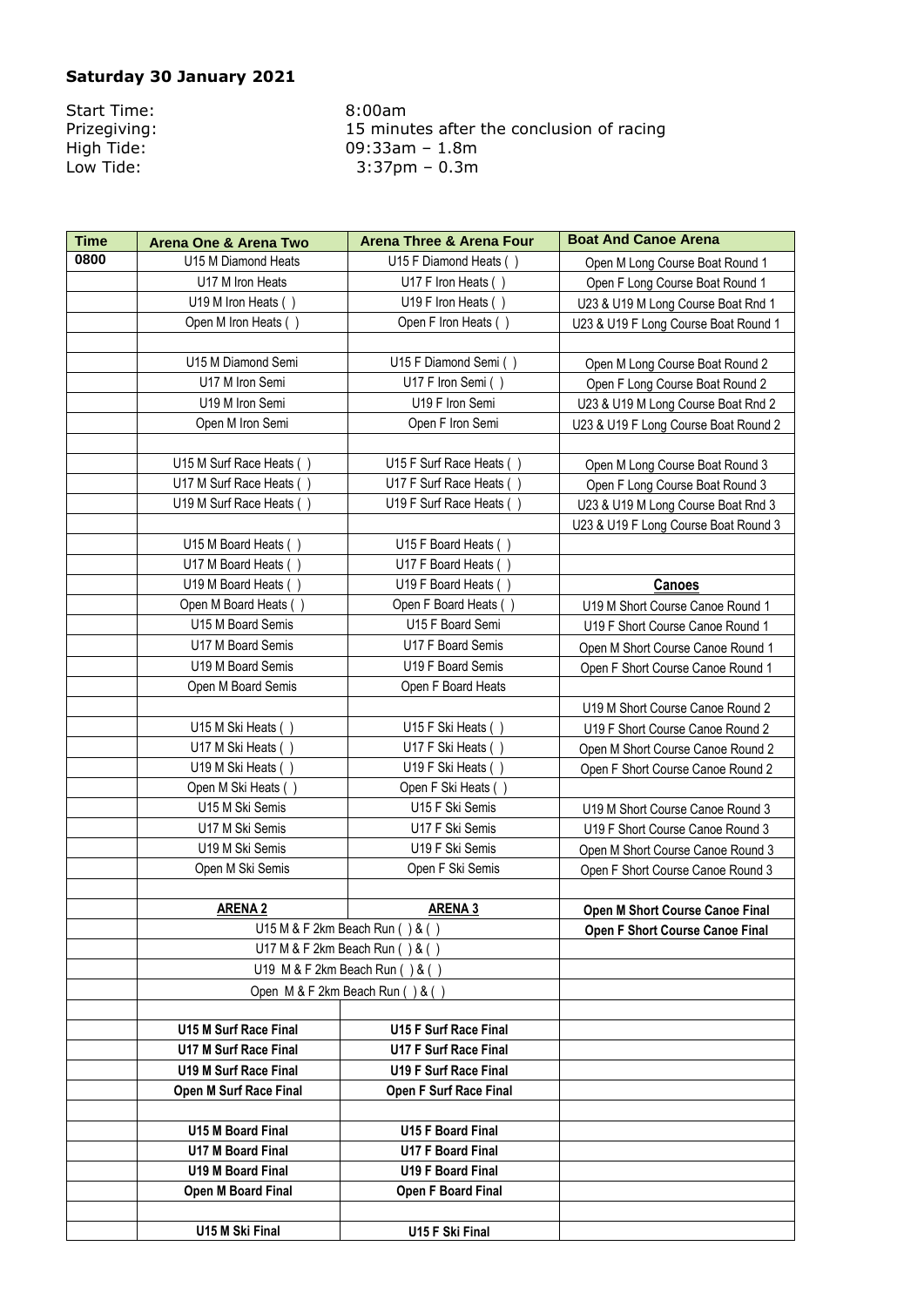**Saturday 30 January 2021**

Start Time: 8:00am
Prizegiving: 15 minutes after the conclusion of racing
High Tide: 09:33am – 1.8m
Low Tide: 3:37pm – 0.3m

| Time | Arena One & Arena Two | Arena Three & Arena Four | Boat And Canoe Arena |
|---|---|---|---|
| 0800 | U15 M Diamond Heats | U15 F Diamond Heats ( ) | Open M Long Course Boat Round 1 |
| | U17 M Iron Heats | U17 F Iron Heats ( ) | Open F Long Course Boat Round 1 |
| | U19 M Iron Heats ( ) | U19 F Iron Heats ( ) | U23 & U19 M Long Course Boat Rnd 1 |
| | Open M Iron Heats ( ) | Open F Iron Heats ( ) | U23 & U19 F Long Course Boat Round 1 |
| | | | |
| | U15 M Diamond Semi | U15 F Diamond Semi ( ) | Open M Long Course Boat Round 2 |
| | U17 M Iron Semi | U17 F Iron Semi ( ) | Open F Long Course Boat Round 2 |
| | U19 M Iron Semi | U19 F Iron Semi | U23 & U19 M Long Course Boat Rnd 2 |
| | Open M Iron Semi | Open F Iron Semi | U23 & U19 F Long Course Boat Round 2 |
| | | | |
| | U15 M Surf Race Heats ( ) | U15 F Surf Race Heats ( ) | Open M Long Course Boat Round 3 |
| | U17 M Surf Race Heats ( ) | U17 F Surf Race Heats ( ) | Open F Long Course Boat Round 3 |
| | U19 M Surf Race Heats ( ) | U19 F Surf Race Heats ( ) | U23 & U19 M Long Course Boat Rnd 3 |
| | | | U23 & U19 F Long Course Boat Round 3 |
| | U15 M Board Heats ( ) | U15 F Board Heats ( ) | |
| | U17 M Board Heats ( ) | U17 F Board Heats ( ) | |
| | U19 M Board Heats ( ) | U19 F Board Heats ( ) | **Canoes** |
| | Open M Board Heats ( ) | Open F Board Heats ( ) | U19 M Short Course Canoe Round 1 |
| | U15 M Board Semis | U15 F Board Semi | U19 F Short Course Canoe Round 1 |
| | U17 M Board Semis | U17 F Board Semis | Open M Short Course Canoe Round 1 |
| | U19 M Board Semis | U19 F Board Semis | Open F Short Course Canoe Round 1 |
| | Open M Board Semis | Open F Board Heats | |
| | | | U19 M Short Course Canoe Round 2 |
| | U15 M Ski Heats ( ) | U15 F Ski Heats ( ) | U19 F Short Course Canoe Round 2 |
| | U17 M Ski Heats ( ) | U17 F Ski Heats ( ) | Open M Short Course Canoe Round 2 |
| | U19 M Ski Heats ( ) | U19 F Ski Heats ( ) | Open F Short Course Canoe Round 2 |
| | Open M Ski Heats ( ) | Open F Ski Heats ( ) | |
| | U15 M Ski Semis | U15 F Ski Semis | U19 M Short Course Canoe Round 3 |
| | U17 M Ski Semis | U17 F Ski Semis | U19 F Short Course Canoe Round 3 |
| | U19 M Ski Semis | U19 F Ski Semis | Open M Short Course Canoe Round 3 |
| | Open M Ski Semis | Open F Ski Semis | Open F Short Course Canoe Round 3 |
| | | | |
| | **ARENA 2** | **ARENA 3** | **Open M Short Course Canoe Final** |
| | U15 M & F 2km Beach Run ( ) & ( ) | | **Open F Short Course Canoe Final** |
| | U17 M & F 2km Beach Run ( ) & ( ) | | |
| | U19 M & F 2km Beach Run ( ) & ( ) | | |
| | Open M & F 2km Beach Run ( ) & ( ) | | |
| | | | |
| | **U15 M Surf Race Final** | **U15 F Surf Race Final** | |
| | **U17 M Surf Race Final** | **U17 F Surf Race Final** | |
| | **U19 M Surf Race Final** | **U19 F Surf Race Final** | |
| | **Open M Surf Race Final** | **Open F Surf Race Final** | |
| | | | |
| | **U15 M Board Final** | **U15 F Board Final** | |
| | **U17 M Board Final** | **U17 F Board Final** | |
| | **U19 M Board Final** | **U19 F Board Final** | |
| | **Open M Board Final** | **Open F Board Final** | |
| | | | |
| | **U15 M Ski Final** | **U15 F Ski Final** | |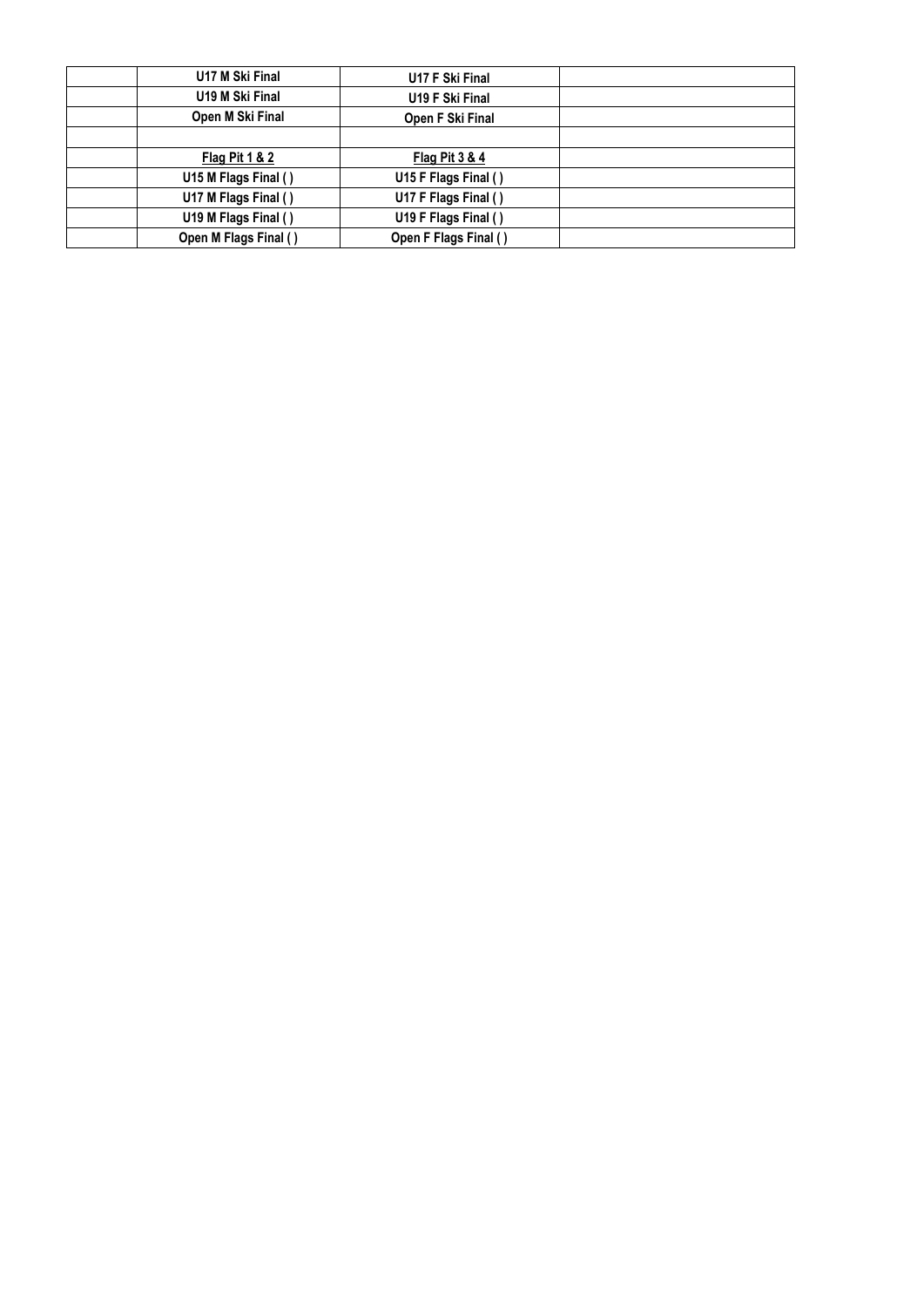| | | | |
|---|---|---|---|
| | **U17 M Ski Final** | **U17 F Ski Final** | |
| | **U19 M Ski Final** | **U19 F Ski Final** | |
| | **Open M Ski Final** | **Open F Ski Final** | |
| | | | |
| | **Flag Pit 1 & 2** | **Flag Pit 3 & 4** | |
| | **U15 M Flags Final ( )** | **U15 F Flags Final ( )** | |
| | **U17 M Flags Final ( )** | **U17 F Flags Final ( )** | |
| | **U19 M Flags Final ( )** | **U19 F Flags Final ( )** | |
| | **Open M Flags Final ( )** | **Open F Flags Final ( )** | |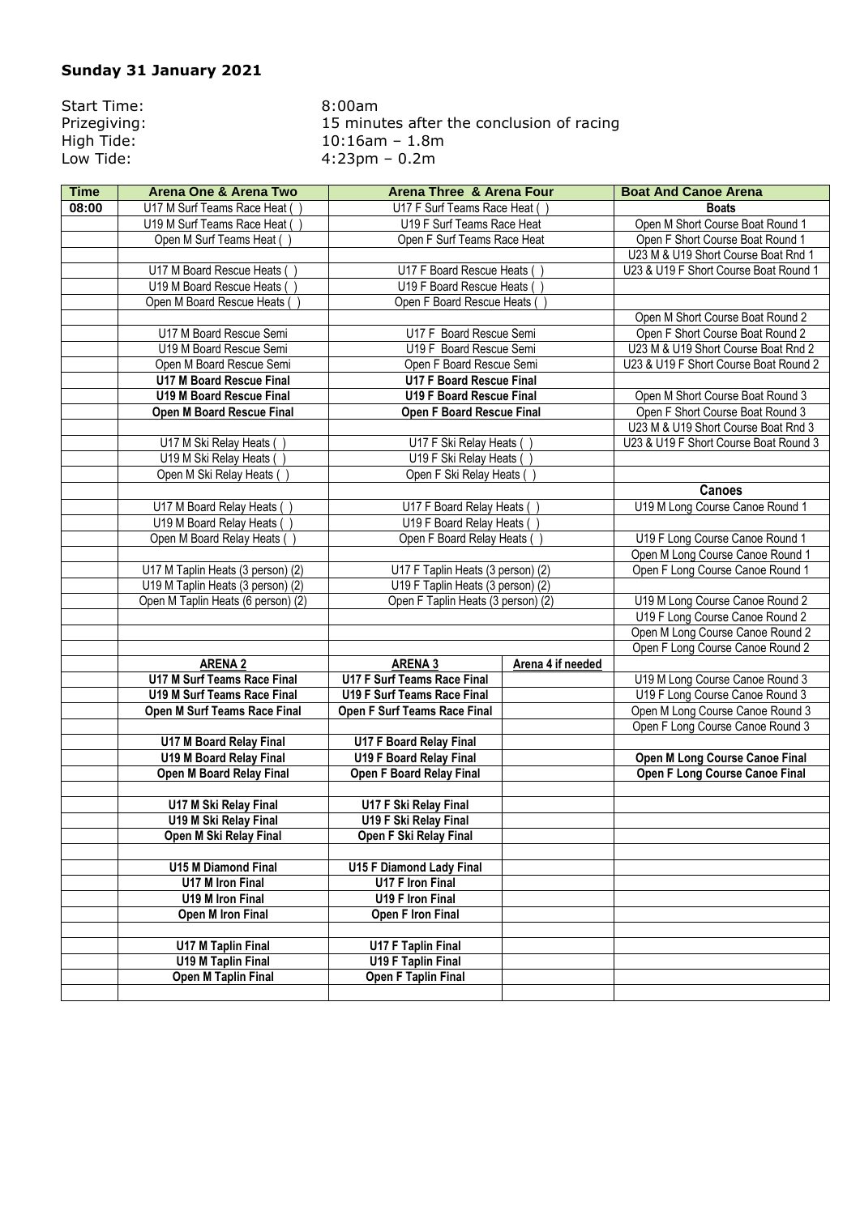**Sunday 31 January 2021**

Start Time: 8:00am
Prizegiving: 15 minutes after the conclusion of racing
High Tide: 10:16am – 1.8m
Low Tide: 4:23pm – 0.2m

| Time | Arena One & Arena Two | Arena Three & Arena Four | | Boat And Canoe Arena |
|---|---|---|---|---|
| 08:00 | U17 M Surf Teams Race Heat ( ) | U17 F Surf Teams Race Heat ( ) | | **Boats** |
| | U19 M Surf Teams Race Heat ( ) | U19 F Surf Teams Race Heat | | Open M Short Course Boat Round 1 |
| | Open M Surf Teams Heat ( ) | Open F Surf Teams Race Heat | | Open F Short Course Boat Round 1 |
| | | | | U23 M & U19 Short Course Boat Rnd 1 |
| | U17 M Board Rescue Heats ( ) | U17 F Board Rescue Heats ( ) | | U23 & U19 F Short Course Boat Round 1 |
| | U19 M Board Rescue Heats ( ) | U19 F Board Rescue Heats ( ) | | |
| | Open M Board Rescue Heats ( ) | Open F Board Rescue Heats ( ) | | |
| | | | | Open M Short Course Boat Round 2 |
| | U17 M Board Rescue Semi | U17 F Board Rescue Semi | | Open F Short Course Boat Round 2 |
| | U19 M Board Rescue Semi | U19 F Board Rescue Semi | | U23 M & U19 Short Course Boat Rnd 2 |
| | Open M Board Rescue Semi | Open F Board Rescue Semi | | U23 & U19 F Short Course Boat Round 2 |
| | **U17 M Board Rescue Final** | **U17 F Board Rescue Final** | | |
| | **U19 M Board Rescue Final** | **U19 F Board Rescue Final** | | Open M Short Course Boat Round 3 |
| | **Open M Board Rescue Final** | **Open F Board Rescue Final** | | Open F Short Course Boat Round 3 |
| | | | | U23 M & U19 Short Course Boat Rnd 3 |
| | U17 M Ski Relay Heats ( ) | U17 F Ski Relay Heats ( ) | | U23 & U19 F Short Course Boat Round 3 |
| | U19 M Ski Relay Heats ( ) | U19 F Ski Relay Heats ( ) | | |
| | Open M Ski Relay Heats ( ) | Open F Ski Relay Heats ( ) | | |
| | | | | **Canoes** |
| | U17 M Board Relay Heats ( ) | U17 F Board Relay Heats ( ) | | U19 M Long Course Canoe Round 1 |
| | U19 M Board Relay Heats ( ) | U19 F Board Relay Heats ( ) | | |
| | Open M Board Relay Heats ( ) | Open F Board Relay Heats ( ) | | U19 F Long Course Canoe Round 1 |
| | | | | Open M Long Course Canoe Round 1 |
| | U17 M Taplin Heats (3 person) (2) | U17 F Taplin Heats (3 person) (2) | | Open F Long Course Canoe Round 1 |
| | U19 M Taplin Heats (3 person) (2) | U19 F Taplin Heats (3 person) (2) | | |
| | Open M Taplin Heats (6 person) (2) | Open F Taplin Heats (3 person) (2) | | U19 M Long Course Canoe Round 2 |
| | | | | U19 F Long Course Canoe Round 2 |
| | | | | Open M Long Course Canoe Round 2 |
| | | | | Open F Long Course Canoe Round 2 |
| | **ARENA 2** | **ARENA 3** | **Arena 4 if needed** | |
| | **U17 M Surf Teams Race Final** | **U17 F Surf Teams Race Final** | | U19 M Long Course Canoe Round 3 |
| | **U19 M Surf Teams Race Final** | **U19 F Surf Teams Race Final** | | U19 F Long Course Canoe Round 3 |
| | **Open M Surf Teams Race Final** | **Open F Surf Teams Race Final** | | Open M Long Course Canoe Round 3 |
| | | | | Open F Long Course Canoe Round 3 |
| | **U17 M Board Relay Final** | **U17 F Board Relay Final** | | |
| | **U19 M Board Relay Final** | **U19 F Board Relay Final** | | **Open M Long Course Canoe Final** |
| | **Open M Board Relay Final** | **Open F Board Relay Final** | | **Open F Long Course Canoe Final** |
| | | | | |
| | **U17 M Ski Relay Final** | **U17 F Ski Relay Final** | | |
| | **U19 M Ski Relay Final** | **U19 F Ski Relay Final** | | |
| | **Open M Ski Relay Final** | **Open F Ski Relay Final** | | |
| | | | | |
| | **U15 M Diamond Final** | **U15 F Diamond Lady Final** | | |
| | **U17 M Iron Final** | **U17 F Iron Final** | | |
| | **U19 M Iron Final** | **U19 F Iron Final** | | |
| | **Open M Iron Final** | **Open F Iron Final** | | |
| | | | | |
| | **U17 M Taplin Final** | **U17 F Taplin Final** | | |
| | **U19 M Taplin Final** | **U19 F Taplin Final** | | |
| | **Open M Taplin Final** | **Open F Taplin Final** | | |
| | | | | |